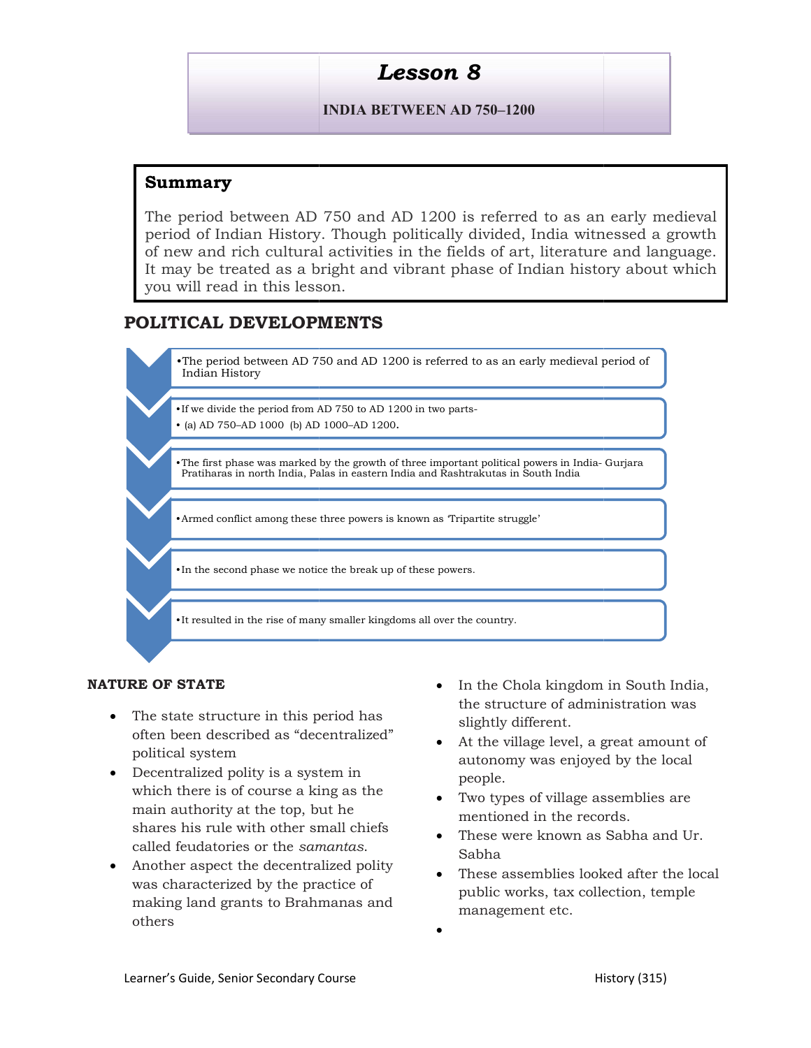# Lesson 8

**INDIA BETWEEN AD 750–1200**

## Summary

The period between AD 750 and AD 1200 is referred to as an early medieval period of Indian History. Though politically divided, India witnessed a growth of new and rich cultural activities in the fields of art, literature and language. It may be treated as a bright and vibrant phase of Indian history about which you will read in this lesson.

## POLITICAL DEVELOPMENTS

- The period between AD 750 and AD 1200 is referred to as an early medieval period of Indian History
- If we divide the period from AD 750 to AD 1200 in two parts-
- (a) AD 750–AD 1000 (b) AD 1000–AD 1200.
- The first phase was marked by the growth of three important political powers in India- Gurjara Pratiharas in north India, Palas in eastern India and Rashtrakutas in South India
- Armed conflict among these three powers is known as 'Tripartite struggle'
- In the second phase we notice the break up of these powers.
- It resulted in the rise of many smaller kingdoms all over the country.

### NATURE OF STATE

- The state structure in this period has often been described as "decentralized" political system
- Decentralized polity is a system in which there is of course a king as the main authority at the top, but he shares his rule with other small chiefs called feudatories or the *samantas*.
- Another aspect the decentralized polity was characterized by the practice of making land grants to Brahmanas and others
- In the Chola kingdom in South India, the structure of administration was slightly different.
- At the village level, a great amount of autonomy was enjoyed by the local people.
- Two types of village assemblies are mentioned in the records.
- These were known as Sabha and Ur. Sabha
- These assemblies looked after the local public works, tax collection, temple management etc.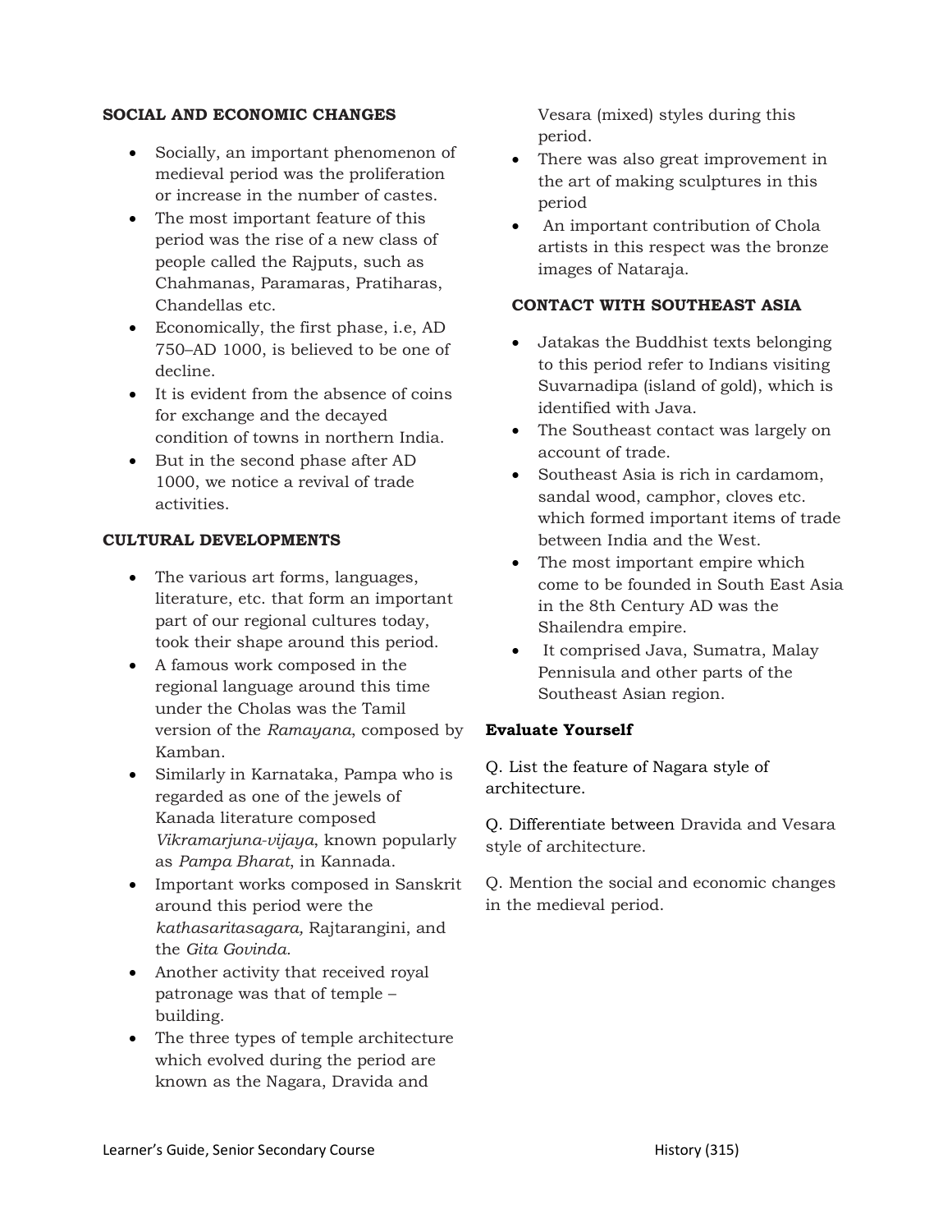**SOCIAL AND ECONOMIC CHANGES**

- Socially, an important phenomenon of medieval period was the proliferation or increase in the number of castes.
- The most important feature of this period was the rise of a new class of people called the Rajputs, such as Chahmanas, Paramaras, Pratiharas, Chandellas etc.
- Economically, the first phase, i.e, AD 750–AD 1000, is believed to be one of decline.
- It is evident from the absence of coins for exchange and the decayed condition of towns in northern India.
- But in the second phase after AD 1000, we notice a revival of trade activities.

**CULTURAL DEVELOPMENTS**

- The various art forms, languages, literature, etc. that form an important part of our regional cultures today, took their shape around this period.
- A famous work composed in the regional language around this time under the Cholas was the Tamil version of the *Ramayana*, composed by Kamban.
- Similarly in Karnataka, Pampa who is regarded as one of the jewels of Kanada literature composed *Vikramarjuna-vijaya*, known popularly as *Pampa Bharat*, in Kannada.
- Important works composed in Sanskrit around this period were the *kathasaritasagara,* Rajtarangini, and the *Gita Govinda.*
- Another activity that received royal patronage was that of temple – building.
- The three types of temple architecture which evolved during the period are known as the Nagara, Dravida and Vesara (mixed) styles during this period.
- There was also great improvement in the art of making sculptures in this period
- An important contribution of Chola artists in this respect was the bronze images of Nataraja.

**CONTACT WITH SOUTHEAST ASIA**

- Jatakas the Buddhist texts belonging to this period refer to Indians visiting Suvarnadipa (island of gold), which is identified with Java.
- The Southeast contact was largely on account of trade.
- Southeast Asia is rich in cardamom, sandal wood, camphor, cloves etc. which formed important items of trade between India and the West.
- The most important empire which come to be founded in South East Asia in the 8th Century AD was the Shailendra empire.
- It comprised Java, Sumatra, Malay Pennisula and other parts of the Southeast Asian region.

**Evaluate Yourself**

Q. List the feature of Nagara style of architecture.

Q. Differentiate between Dravida and Vesara style of architecture.

Q. Mention the social and economic changes in the medieval period.